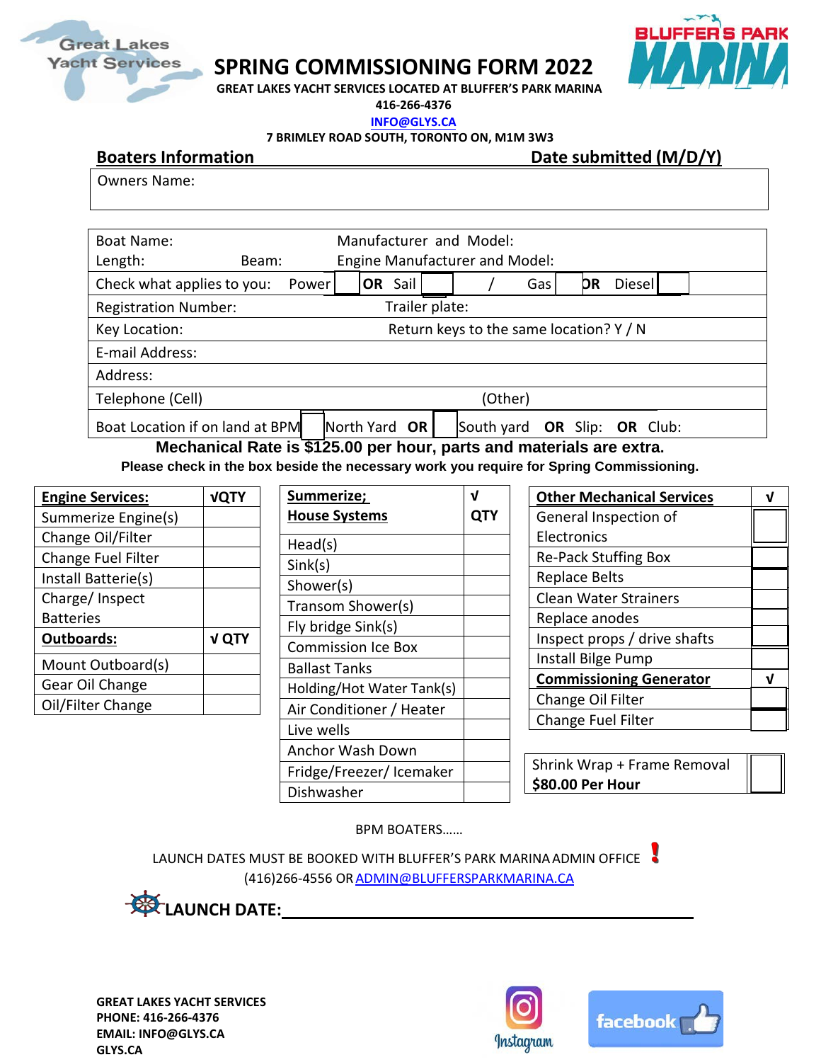Great Lakes Yacht Services

# SPRING COMMISSIONING FORM 2022

BLUFFER'S PARK MARINA

**GREAT LAKES YACHT SERVICES LOCATED AT BLUFFER'S PARK MARINA**
**416-266-4376**
**INFO@GLYS.CA**
**7 BRIMLEY ROAD SOUTH, TORONTO ON, M1M 3W3**

## Boaters Information — Date submitted (M/D/Y)

Owners Name:

| | |
|---|---|
| Boat Name: | Manufacturer and Model: |
| Length: Beam: | Engine Manufacturer and Model: |
| Check what applies to you: Power ☐ **OR** Sail ☐ | / Gas ☐ **OR** Diesel ☐ |
| Registration Number: | Trailer plate: |
| Key Location: | Return keys to the same location? Y / N |
| E-mail Address: | |
| Address: | |
| Telephone (Cell) | (Other) |
| Boat Location if on land at BPM ☐ North Yard **OR** ☐ South yard **OR** Slip: **OR** Club: | |

**Mechanical Rate is $125.00 per hour, parts and materials are extra.**

**Please check in the box beside the necessary work you require for Spring Commissioning.**

| **Engine Services:** | **√QTY** |
|---|---|
| Summerize Engine(s) | |
| Change Oil/Filter | |
| Change Fuel Filter | |
| Install Batterie(s) | |
| Charge/ Inspect Batteries | |
| **Outboards:** | **√ QTY** |
| Mount Outboard(s) | |
| Gear Oil Change | |
| Oil/Filter Change | |

| **Summerize; House Systems** | **√ QTY** |
|---|---|
| Head(s) | |
| Sink(s) | |
| Shower(s) | |
| Transom Shower(s) | |
| Fly bridge Sink(s) | |
| Commission Ice Box | |
| Ballast Tanks | |
| Holding/Hot Water Tank(s) | |
| Air Conditioner / Heater | |
| Live wells | |
| Anchor Wash Down | |
| Fridge/Freezer/ Icemaker | |
| Dishwasher | |

| **Other Mechanical Services** | **√** |
|---|---|
| General Inspection of Electronics | |
| Re-Pack Stuffing Box | |
| Replace Belts | |
| Clean Water Strainers | |
| Replace anodes | |
| Inspect props / drive shafts | |
| Install Bilge Pump | |
| **Commissioning Generator** | **√** |
| Change Oil Filter | |
| Change Fuel Filter | |

| | |
|---|---|
| Shrink Wrap + Frame Removal **$80.00 Per Hour** | |

BPM BOATERS……

LAUNCH DATES MUST BE BOOKED WITH BLUFFER'S PARK MARINA ADMIN OFFICE ❗
(416)266-4556 OR ADMIN@BLUFFERSPARKMARINA.CA

**LAUNCH DATE:\_\_\_\_\_\_\_\_\_\_\_\_\_\_\_\_\_\_\_\_\_\_\_\_\_\_\_\_\_\_\_\_\_\_\_\_\_\_\_\_\_\_**

**GREAT LAKES YACHT SERVICES**
**PHONE: 416-266-4376**
**EMAIL: INFO@GLYS.CA**
**GLYS.CA**

Instagram facebook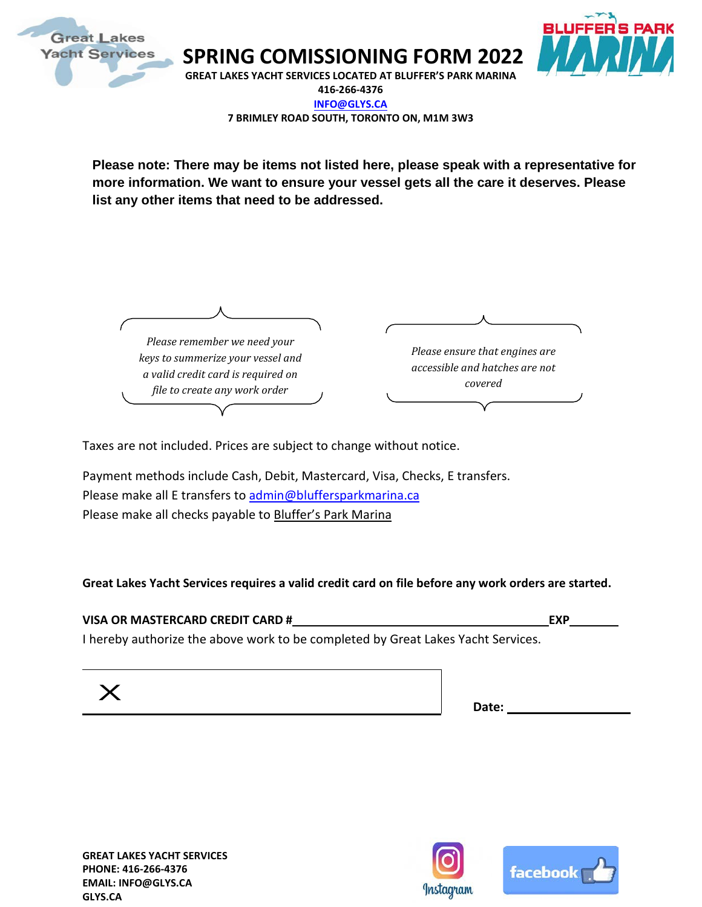# SPRING COMISSIONING FORM 2022

**GREAT LAKES YACHT SERVICES LOCATED AT BLUFFER'S PARK MARINA**
**416-266-4376**
**INFO@GLYS.CA**
**7 BRIMLEY ROAD SOUTH, TORONTO ON, M1M 3W3**

**Please note: There may be items not listed here, please speak with a representative for more information. We want to ensure your vessel gets all the care it deserves. Please list any other items that need to be addressed.**

*Please remember we need your keys to summerize your vessel and a valid credit card is required on file to create any work order*

*Please ensure that engines are accessible and hatches are not covered*

Taxes are not included. Prices are subject to change without notice.

Payment methods include Cash, Debit, Mastercard, Visa, Checks, E transfers.
Please make all E transfers to admin@blufferspark marina.ca
Please make all checks payable to Bluffer's Park Marina

**Great Lakes Yacht Services requires a valid credit card on file before any work orders are started.**

**VISA OR MASTERCARD CREDIT CARD #**\_\_\_\_\_\_\_\_\_\_\_\_\_\_\_\_\_\_\_\_\_\_\_\_\_\_\_\_\_\_\_\_\_\_\_\_\_\_**EXP**\_\_\_\_\_\_\_\_

I hereby authorize the above work to be completed by Great Lakes Yacht Services.

X \_\_\_\_\_\_\_\_\_\_\_\_\_\_\_\_\_\_\_\_\_\_\_\_\_\_\_\_\_\_\_\_\_\_\_\_\_\_ **Date:** \_\_\_\_\_\_\_\_\_\_\_\_\_\_\_\_

**GREAT LAKES YACHT SERVICES**
**PHONE: 416-266-4376**
**EMAIL: INFO@GLYS.CA**
**GLYS.CA**